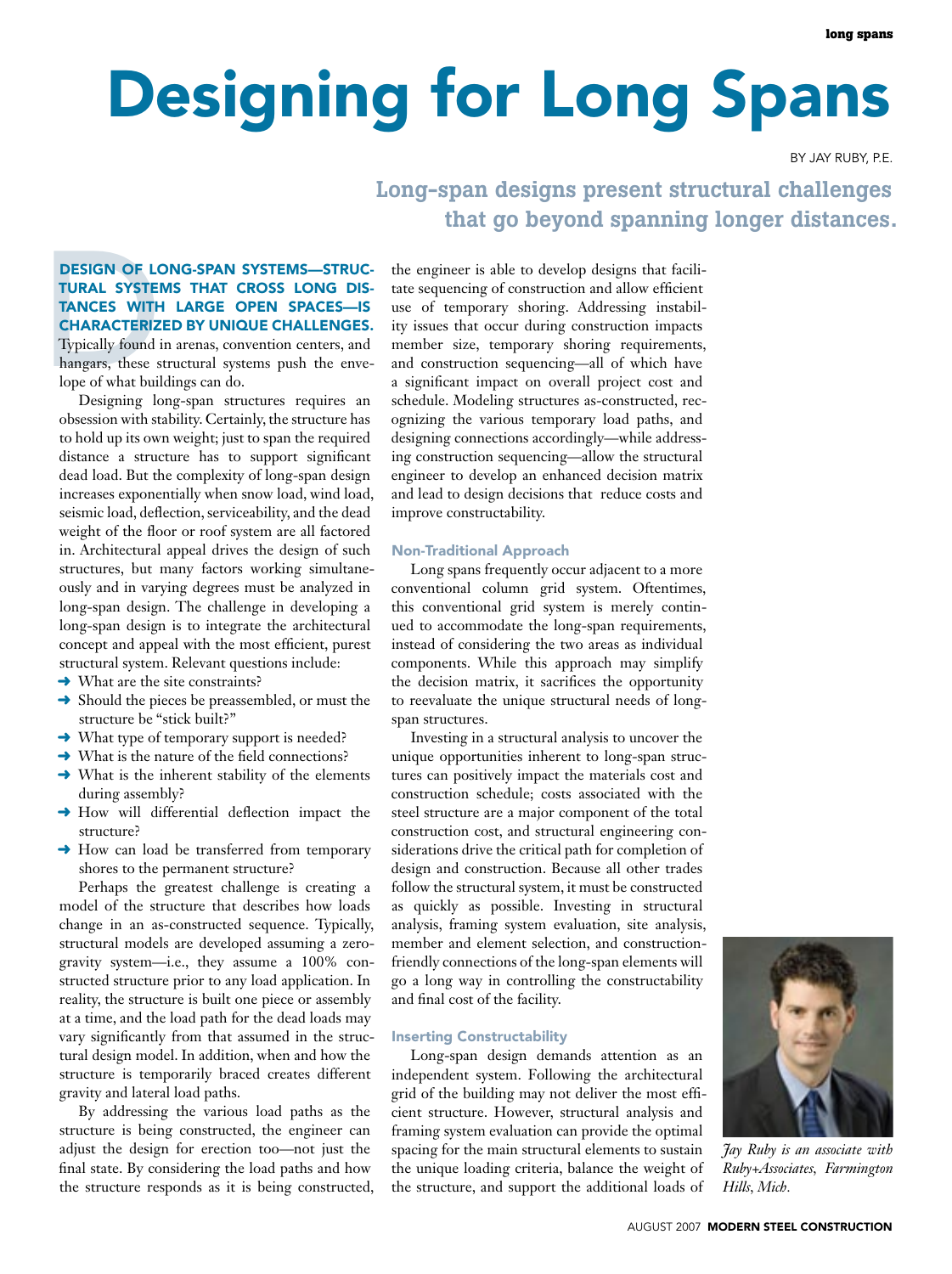# Designing for Long Spans

BY JAY RUBY, P.E.

**Long-span designs present structural challenges that go beyond spanning longer distances.**

**DESIGN OF LONG-SPAN SYSTEMS—STRUCTURAL SYSTEMS THAT CROSS LONG DISTANCES WITH LARGE OPEN SPACES—IS CHARACTERIZED BY UNIQUE CHALLENGES.** Typically found in arenas, convention centers, and hangars, these structural systems push the envelope of what buildings can do.

Designing long-span structures requires an obsession with stability. Certainly, the structure has to hold up its own weight; just to span the required distance a structure has to support significant dead load. But the complexity of long-span design increases exponentially when snow load, wind load, seismic load, deflection, serviceability, and the dead weight of the floor or roof system are all factored in. Architectural appeal drives the design of such structures, but many factors working simultaneously and in varying degrees must be analyzed in long-span design. The challenge in developing a long-span design is to integrate the architectural concept and appeal with the most efficient, purest structural system. Relevant questions include:

- What are the site constraints?
- Should the pieces be preassembled, or must the structure be "stick built?"
- What type of temporary support is needed?
- What is the nature of the field connections?
- What is the inherent stability of the elements during assembly?
- How will differential deflection impact the structure?
- How can load be transferred from temporary shores to the permanent structure?

Perhaps the greatest challenge is creating a model of the structure that describes how loads change in an as-constructed sequence. Typically, structural models are developed assuming a zero-gravity system—i.e., they assume a 100% constructed structure prior to any load application. In reality, the structure is built one piece or assembly at a time, and the load path for the dead loads may vary significantly from that assumed in the structural design model. In addition, when and how the structure is temporarily braced creates different gravity and lateral load paths.

By addressing the various load paths as the structure is being constructed, the engineer can adjust the design for erection too—not just the final state. By considering the load paths and how the structure responds as it is being constructed, the engineer is able to develop designs that facilitate sequencing of construction and allow efficient use of temporary shoring. Addressing instability issues that occur during construction impacts member size, temporary shoring requirements, and construction sequencing—all of which have a significant impact on overall project cost and schedule. Modeling structures as-constructed, recognizing the various temporary load paths, and designing connections accordingly—while addressing construction sequencing—allow the structural engineer to develop an enhanced decision matrix and lead to design decisions that reduce costs and improve constructability.

### Non-Traditional Approach

Long spans frequently occur adjacent to a more conventional column grid system. Oftentimes, this conventional grid system is merely continued to accommodate the long-span requirements, instead of considering the two areas as individual components. While this approach may simplify the decision matrix, it sacrifices the opportunity to reevaluate the unique structural needs of long-span structures.

Investing in a structural analysis to uncover the unique opportunities inherent to long-span structures can positively impact the materials cost and construction schedule; costs associated with the steel structure are a major component of the total construction cost, and structural engineering considerations drive the critical path for completion of design and construction. Because all other trades follow the structural system, it must be constructed as quickly as possible. Investing in structural analysis, framing system evaluation, site analysis, member and element selection, and construction-friendly connections of the long-span elements will go a long way in controlling the constructability and final cost of the facility.

### Inserting Constructability

Long-span design demands attention as an independent system. Following the architectural grid of the building may not deliver the most efficient structure. However, structural analysis and framing system evaluation can provide the optimal spacing for the main structural elements to sustain the unique loading criteria, balance the weight of the structure, and support the additional loads of

*Jay Ruby is an associate with Ruby+Associates, Farmington Hills, Mich.*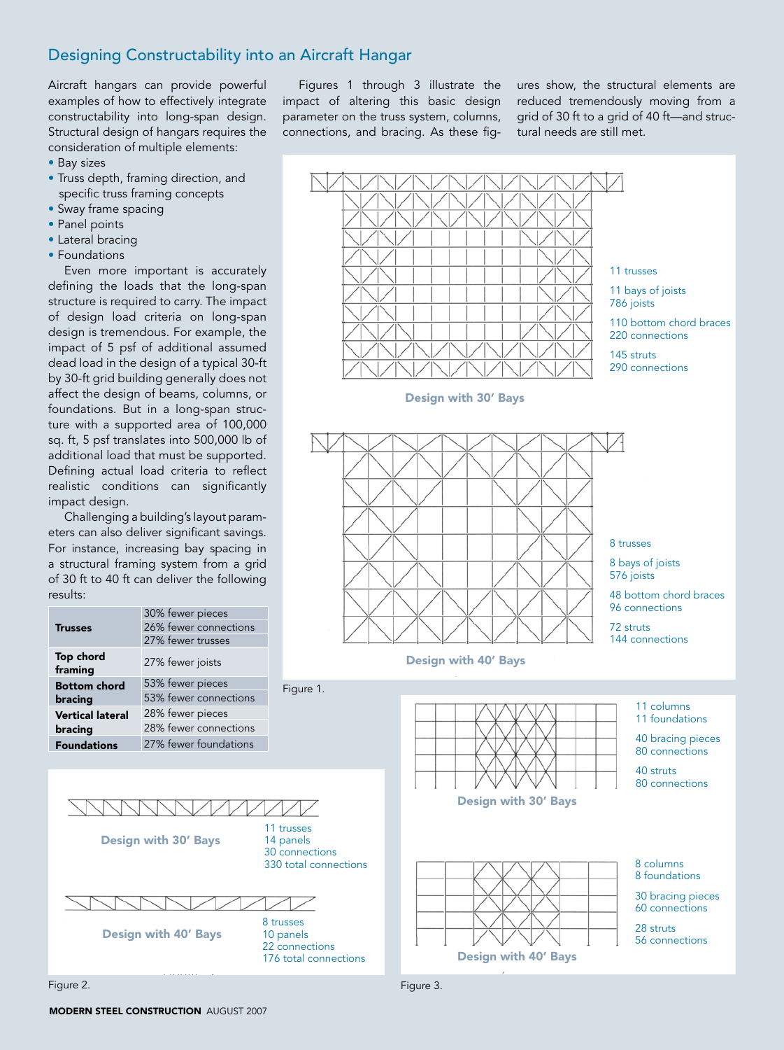## Designing Constructability into an Aircraft Hangar

Aircraft hangars can provide powerful examples of how to effectively integrate constructability into long-span design. Structural design of hangars requires the consideration of multiple elements:

- Bay sizes
- Truss depth, framing direction, and specific truss framing concepts
- Sway frame spacing
- Panel points
- Lateral bracing
- Foundations

Even more important is accurately defining the loads that the long-span structure is required to carry. The impact of design load criteria on long-span design is tremendous. For example, the impact of 5 psf of additional assumed dead load in the design of a typical 30-ft by 30-ft grid building generally does not affect the design of beams, columns, or foundations. But in a long-span structure with a supported area of 100,000 sq. ft, 5 psf translates into 500,000 lb of additional load that must be supported. Defining actual load criteria to reflect realistic conditions can significantly impact design.

Challenging a building's layout parameters can also deliver significant savings. For instance, increasing bay spacing in a structural framing system from a grid of 30 ft to 40 ft can deliver the following results:

| | |
|---|---|
| **Trusses** | 30% fewer pieces |
| | 26% fewer connections |
| | 27% fewer trusses |
| **Top chord framing** | 27% fewer joists |
| **Bottom chord bracing** | 53% fewer pieces |
| | 53% fewer connections |
| **Vertical lateral bracing** | 28% fewer pieces |
| | 28% fewer connections |
| **Foundations** | 27% fewer foundations |

Figures 1 through 3 illustrate the impact of altering this basic design parameter on the truss system, columns, connections, and bracing. As these figures show, the structural elements are reduced tremendously moving from a grid of 30 ft to a grid of 40 ft—and structural needs are still met.

**Design with 30′ Bays**

11 trusses
11 bays of joists
786 joists
110 bottom chord braces
220 connections
145 struts
290 connections

**Design with 40′ Bays**

8 trusses
8 bays of joists
576 joists
48 bottom chord braces
96 connections
72 struts
144 connections

Figure 1.

**Design with 30′ Bays**

11 trusses
14 panels
30 connections
330 total connections

**Design with 40′ Bays**

8 trusses
10 panels
22 connections
176 total connections

Figure 2.

**Design with 30′ Bays**

11 columns
11 foundations
40 bracing pieces
80 connections
40 struts
80 connections

**Design with 40′ Bays**

8 columns
8 foundations
30 bracing pieces
60 connections
28 struts
56 connections

Figure 3.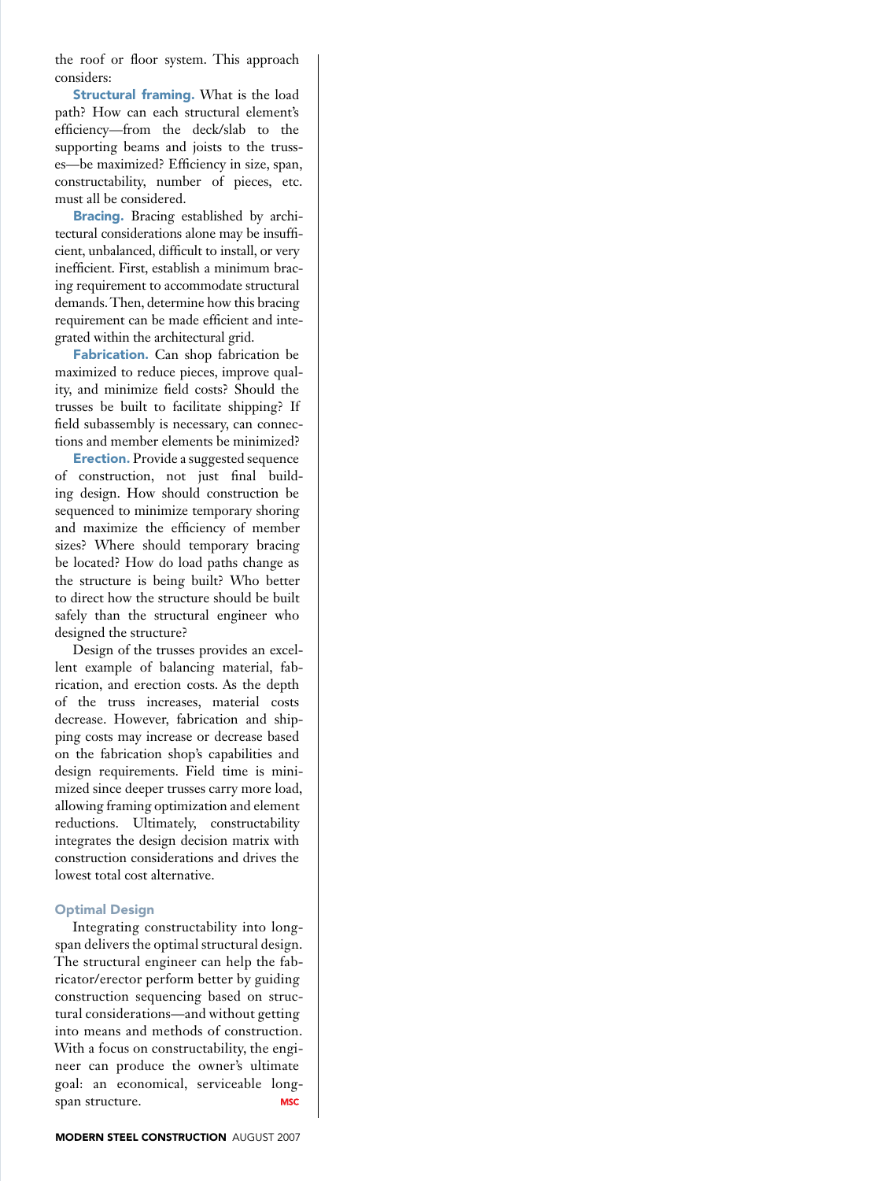the roof or floor system. This approach considers:

**Structural framing.** What is the load path? How can each structural element's efficiency—from the deck/slab to the supporting beams and joists to the trusses—be maximized? Efficiency in size, span, constructability, number of pieces, etc. must all be considered.

**Bracing.** Bracing established by architectural considerations alone may be insufficient, unbalanced, difficult to install, or very inefficient. First, establish a minimum bracing requirement to accommodate structural demands. Then, determine how this bracing requirement can be made efficient and integrated within the architectural grid.

**Fabrication.** Can shop fabrication be maximized to reduce pieces, improve quality, and minimize field costs? Should the trusses be built to facilitate shipping? If field subassembly is necessary, can connections and member elements be minimized?

**Erection.** Provide a suggested sequence of construction, not just final building design. How should construction be sequenced to minimize temporary shoring and maximize the efficiency of member sizes? Where should temporary bracing be located? How do load paths change as the structure is being built? Who better to direct how the structure should be built safely than the structural engineer who designed the structure?

Design of the trusses provides an excellent example of balancing material, fabrication, and erection costs. As the depth of the truss increases, material costs decrease. However, fabrication and shipping costs may increase or decrease based on the fabrication shop's capabilities and design requirements. Field time is minimized since deeper trusses carry more load, allowing framing optimization and element reductions. Ultimately, constructability integrates the design decision matrix with construction considerations and drives the lowest total cost alternative.

## Optimal Design

Integrating constructability into long-span delivers the optimal structural design. The structural engineer can help the fabricator/erector perform better by guiding construction sequencing based on structural considerations—and without getting into means and methods of construction. With a focus on constructability, the engineer can produce the owner's ultimate goal: an economical, serviceable long-span structure. MSC